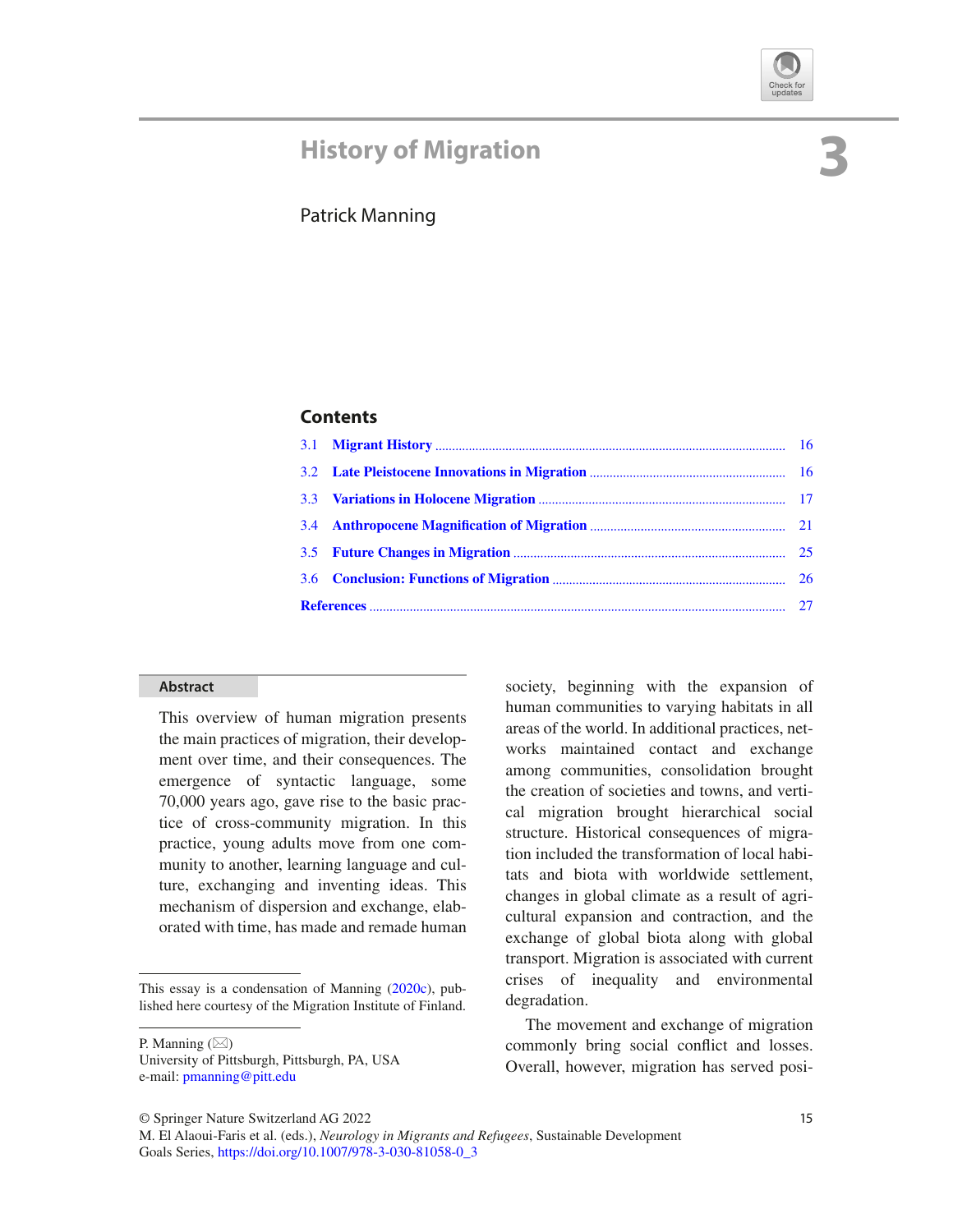# 3 History of Migration

Patrick Manning

## Contents

- 3.1 Migrant History ........ 16
- 3.2 Late Pleistocene Innovations in Migration ........ 16
- 3.3 Variations in Holocene Migration ........ 17
- 3.4 Anthropocene Magnification of Migration ........ 21
- 3.5 Future Changes in Migration ........ 25
- 3.6 Conclusion: Functions of Migration ........ 26
- References ........ 27

### Abstract

This overview of human migration presents the main practices of migration, their development over time, and their consequences. The emergence of syntactic language, some 70,000 years ago, gave rise to the basic practice of cross-community migration. In this practice, young adults move from one community to another, learning language and culture, exchanging and inventing ideas. This mechanism of dispersion and exchange, elaborated with time, has made and remade human society, beginning with the expansion of human communities to varying habitats in all areas of the world. In additional practices, networks maintained contact and exchange among communities, consolidation brought the creation of societies and towns, and vertical migration brought hierarchical social structure. Historical consequences of migration included the transformation of local habitats and biota with worldwide settlement, changes in global climate as a result of agricultural expansion and contraction, and the exchange of global biota along with global transport. Migration is associated with current crises of inequality and environmental degradation.

The movement and exchange of migration commonly bring social conflict and losses. Overall, however, migration has served posi-

---

This essay is a condensation of Manning (2020c), published here courtesy of the Migration Institute of Finland.

P. Manning (✉)
University of Pittsburgh, Pittsburgh, PA, USA
e-mail: pmanning@pitt.edu

© Springer Nature Switzerland AG 2022
M. El Alaoui-Faris et al. (eds.), *Neurology in Migrants and Refugees*, Sustainable Development Goals Series, https://doi.org/10.1007/978-3-030-81058-0_3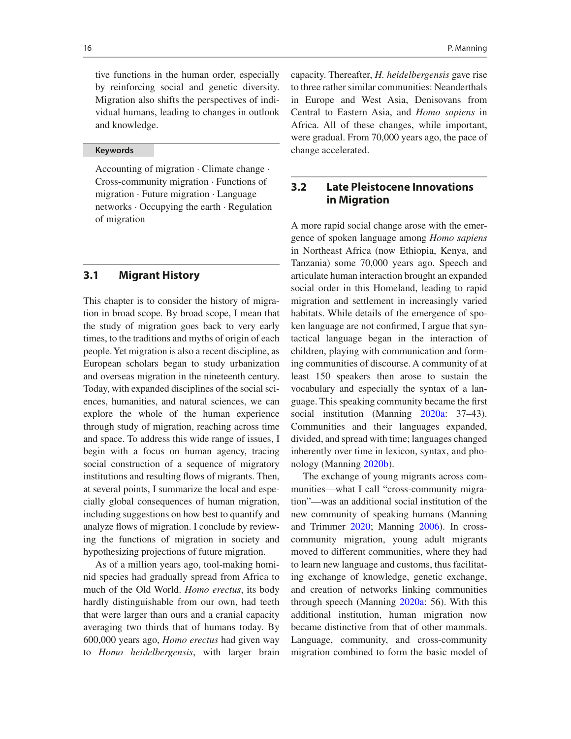tive functions in the human order, especially by reinforcing social and genetic diversity. Migration also shifts the perspectives of individual humans, leading to changes in outlook and knowledge.

**Keywords**

Accounting of migration · Climate change · Cross-community migration · Functions of migration · Future migration · Language networks · Occupying the earth · Regulation of migration

## 3.1 Migrant History

This chapter is to consider the history of migration in broad scope. By broad scope, I mean that the study of migration goes back to very early times, to the traditions and myths of origin of each people. Yet migration is also a recent discipline, as European scholars began to study urbanization and overseas migration in the nineteenth century. Today, with expanded disciplines of the social sciences, humanities, and natural sciences, we can explore the whole of the human experience through study of migration, reaching across time and space. To address this wide range of issues, I begin with a focus on human agency, tracing social construction of a sequence of migratory institutions and resulting flows of migrants. Then, at several points, I summarize the local and especially global consequences of human migration, including suggestions on how best to quantify and analyze flows of migration. I conclude by reviewing the functions of migration in society and hypothesizing projections of future migration.

As of a million years ago, tool-making hominid species had gradually spread from Africa to much of the Old World. *Homo erectus*, its body hardly distinguishable from our own, had teeth that were larger than ours and a cranial capacity averaging two thirds that of humans today. By 600,000 years ago, *Homo erectus* had given way to *Homo heidelbergensis*, with larger brain capacity. Thereafter, *H. heidelbergensis* gave rise to three rather similar communities: Neanderthals in Europe and West Asia, Denisovans from Central to Eastern Asia, and *Homo sapiens* in Africa. All of these changes, while important, were gradual. From 70,000 years ago, the pace of change accelerated.

## 3.2 Late Pleistocene Innovations in Migration

A more rapid social change arose with the emergence of spoken language among *Homo sapiens* in Northeast Africa (now Ethiopia, Kenya, and Tanzania) some 70,000 years ago. Speech and articulate human interaction brought an expanded social order in this Homeland, leading to rapid migration and settlement in increasingly varied habitats. While details of the emergence of spoken language are not confirmed, I argue that syntactical language began in the interaction of children, playing with communication and forming communities of discourse. A community of at least 150 speakers then arose to sustain the vocabulary and especially the syntax of a language. This speaking community became the first social institution (Manning 2020a: 37–43). Communities and their languages expanded, divided, and spread with time; languages changed inherently over time in lexicon, syntax, and phonology (Manning 2020b).

The exchange of young migrants across communities—what I call "cross-community migration"—was an additional social institution of the new community of speaking humans (Manning and Trimmer 2020; Manning 2006). In cross-community migration, young adult migrants moved to different communities, where they had to learn new language and customs, thus facilitating exchange of knowledge, genetic exchange, and creation of networks linking communities through speech (Manning 2020a: 56). With this additional institution, human migration now became distinctive from that of other mammals. Language, community, and cross-community migration combined to form the basic model of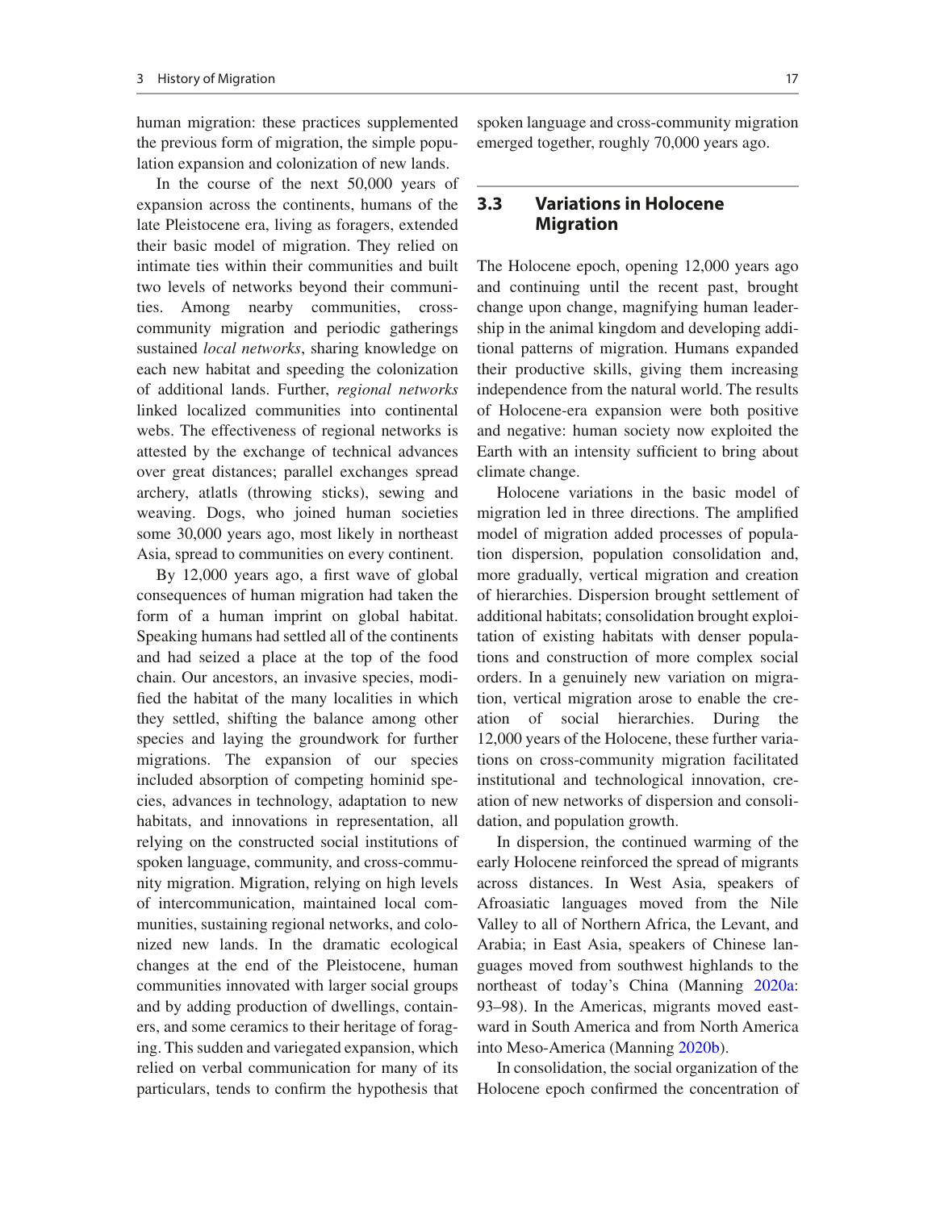human migration: these practices supplemented the previous form of migration, the simple population expansion and colonization of new lands.

In the course of the next 50,000 years of expansion across the continents, humans of the late Pleistocene era, living as foragers, extended their basic model of migration. They relied on intimate ties within their communities and built two levels of networks beyond their communities. Among nearby communities, cross-community migration and periodic gatherings sustained *local networks*, sharing knowledge on each new habitat and speeding the colonization of additional lands. Further, *regional networks* linked localized communities into continental webs. The effectiveness of regional networks is attested by the exchange of technical advances over great distances; parallel exchanges spread archery, atlatls (throwing sticks), sewing and weaving. Dogs, who joined human societies some 30,000 years ago, most likely in northeast Asia, spread to communities on every continent.

By 12,000 years ago, a first wave of global consequences of human migration had taken the form of a human imprint on global habitat. Speaking humans had settled all of the continents and had seized a place at the top of the food chain. Our ancestors, an invasive species, modified the habitat of the many localities in which they settled, shifting the balance among other species and laying the groundwork for further migrations. The expansion of our species included absorption of competing hominid species, advances in technology, adaptation to new habitats, and innovations in representation, all relying on the constructed social institutions of spoken language, community, and cross-community migration. Migration, relying on high levels of intercommunication, maintained local communities, sustaining regional networks, and colonized new lands. In the dramatic ecological changes at the end of the Pleistocene, human communities innovated with larger social groups and by adding production of dwellings, containers, and some ceramics to their heritage of foraging. This sudden and variegated expansion, which relied on verbal communication for many of its particulars, tends to confirm the hypothesis that spoken language and cross-community migration emerged together, roughly 70,000 years ago.

## 3.3 Variations in Holocene Migration

The Holocene epoch, opening 12,000 years ago and continuing until the recent past, brought change upon change, magnifying human leadership in the animal kingdom and developing additional patterns of migration. Humans expanded their productive skills, giving them increasing independence from the natural world. The results of Holocene-era expansion were both positive and negative: human society now exploited the Earth with an intensity sufficient to bring about climate change.

Holocene variations in the basic model of migration led in three directions. The amplified model of migration added processes of population dispersion, population consolidation and, more gradually, vertical migration and creation of hierarchies. Dispersion brought settlement of additional habitats; consolidation brought exploitation of existing habitats with denser populations and construction of more complex social orders. In a genuinely new variation on migration, vertical migration arose to enable the creation of social hierarchies. During the 12,000 years of the Holocene, these further variations on cross-community migration facilitated institutional and technological innovation, creation of new networks of dispersion and consolidation, and population growth.

In dispersion, the continued warming of the early Holocene reinforced the spread of migrants across distances. In West Asia, speakers of Afroasiatic languages moved from the Nile Valley to all of Northern Africa, the Levant, and Arabia; in East Asia, speakers of Chinese languages moved from southwest highlands to the northeast of today's China (Manning 2020a: 93–98). In the Americas, migrants moved eastward in South America and from North America into Meso-America (Manning 2020b).

In consolidation, the social organization of the Holocene epoch confirmed the concentration of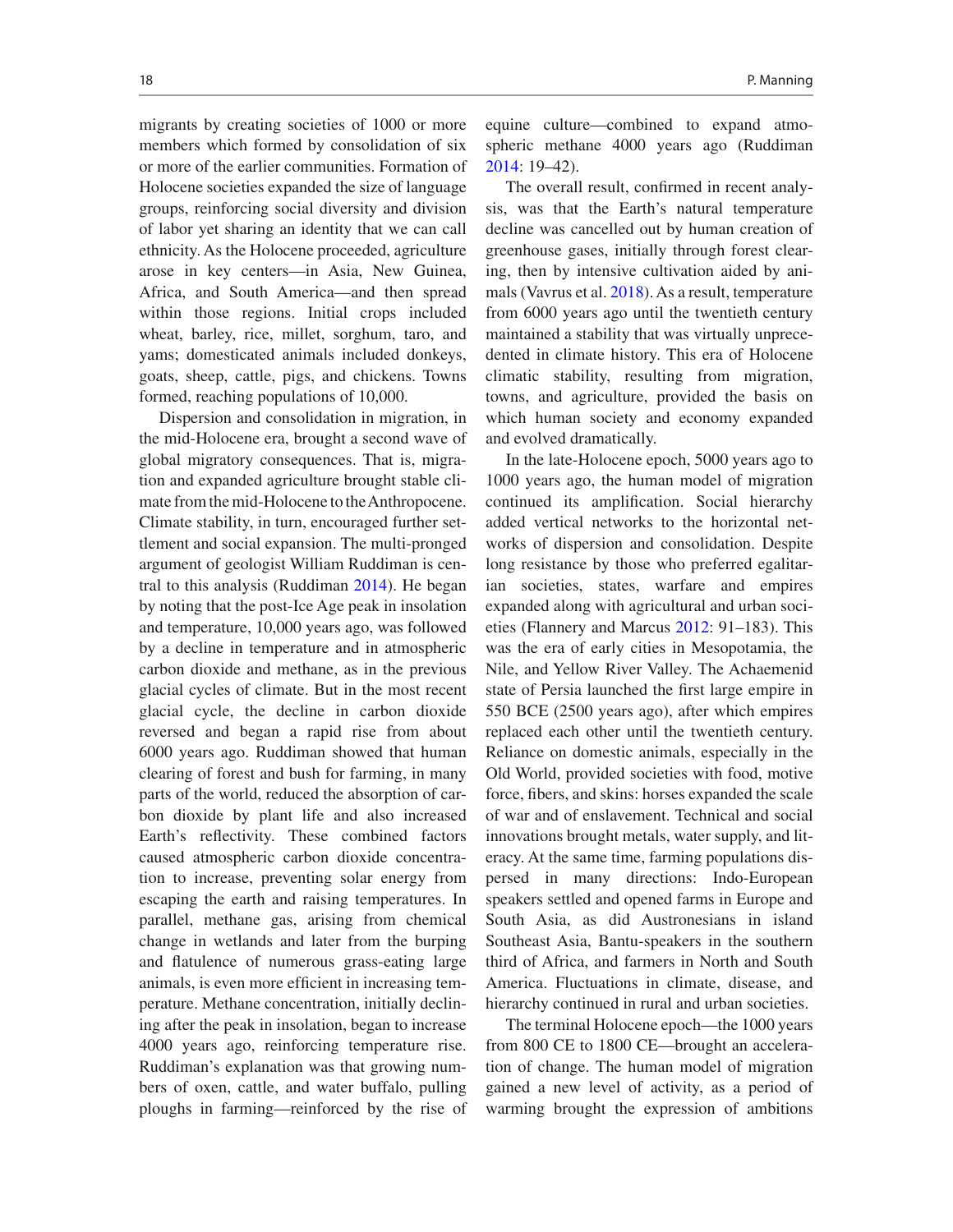migrants by creating societies of 1000 or more members which formed by consolidation of six or more of the earlier communities. Formation of Holocene societies expanded the size of language groups, reinforcing social diversity and division of labor yet sharing an identity that we can call ethnicity. As the Holocene proceeded, agriculture arose in key centers—in Asia, New Guinea, Africa, and South America—and then spread within those regions. Initial crops included wheat, barley, rice, millet, sorghum, taro, and yams; domesticated animals included donkeys, goats, sheep, cattle, pigs, and chickens. Towns formed, reaching populations of 10,000.

Dispersion and consolidation in migration, in the mid-Holocene era, brought a second wave of global migratory consequences. That is, migration and expanded agriculture brought stable climate from the mid-Holocene to the Anthropocene. Climate stability, in turn, encouraged further settlement and social expansion. The multi-pronged argument of geologist William Ruddiman is central to this analysis (Ruddiman 2014). He began by noting that the post-Ice Age peak in insolation and temperature, 10,000 years ago, was followed by a decline in temperature and in atmospheric carbon dioxide and methane, as in the previous glacial cycles of climate. But in the most recent glacial cycle, the decline in carbon dioxide reversed and began a rapid rise from about 6000 years ago. Ruddiman showed that human clearing of forest and bush for farming, in many parts of the world, reduced the absorption of carbon dioxide by plant life and also increased Earth's reflectivity. These combined factors caused atmospheric carbon dioxide concentration to increase, preventing solar energy from escaping the earth and raising temperatures. In parallel, methane gas, arising from chemical change in wetlands and later from the burping and flatulence of numerous grass-eating large animals, is even more efficient in increasing temperature. Methane concentration, initially declining after the peak in insolation, began to increase 4000 years ago, reinforcing temperature rise. Ruddiman's explanation was that growing numbers of oxen, cattle, and water buffalo, pulling ploughs in farming—reinforced by the rise of equine culture—combined to expand atmospheric methane 4000 years ago (Ruddiman 2014: 19–42).

The overall result, confirmed in recent analysis, was that the Earth's natural temperature decline was cancelled out by human creation of greenhouse gases, initially through forest clearing, then by intensive cultivation aided by animals (Vavrus et al. 2018). As a result, temperature from 6000 years ago until the twentieth century maintained a stability that was virtually unprecedented in climate history. This era of Holocene climatic stability, resulting from migration, towns, and agriculture, provided the basis on which human society and economy expanded and evolved dramatically.

In the late-Holocene epoch, 5000 years ago to 1000 years ago, the human model of migration continued its amplification. Social hierarchy added vertical networks to the horizontal networks of dispersion and consolidation. Despite long resistance by those who preferred egalitarian societies, states, warfare and empires expanded along with agricultural and urban societies (Flannery and Marcus 2012: 91–183). This was the era of early cities in Mesopotamia, the Nile, and Yellow River Valley. The Achaemenid state of Persia launched the first large empire in 550 BCE (2500 years ago), after which empires replaced each other until the twentieth century. Reliance on domestic animals, especially in the Old World, provided societies with food, motive force, fibers, and skins: horses expanded the scale of war and of enslavement. Technical and social innovations brought metals, water supply, and literacy. At the same time, farming populations dispersed in many directions: Indo-European speakers settled and opened farms in Europe and South Asia, as did Austronesians in island Southeast Asia, Bantu-speakers in the southern third of Africa, and farmers in North and South America. Fluctuations in climate, disease, and hierarchy continued in rural and urban societies.

The terminal Holocene epoch—the 1000 years from 800 CE to 1800 CE—brought an acceleration of change. The human model of migration gained a new level of activity, as a period of warming brought the expression of ambitions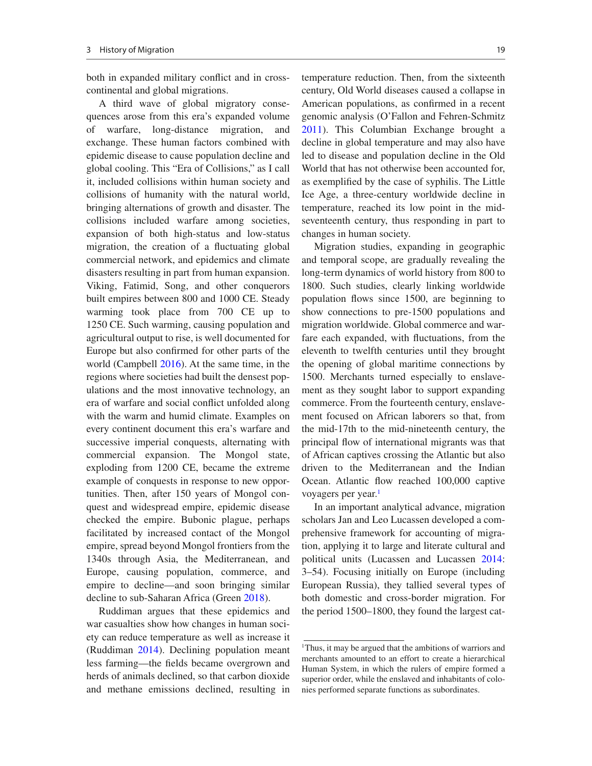both in expanded military conflict and in cross-continental and global migrations.

A third wave of global migratory consequences arose from this era's expanded volume of warfare, long-distance migration, and exchange. These human factors combined with epidemic disease to cause population decline and global cooling. This "Era of Collisions," as I call it, included collisions within human society and collisions of humanity with the natural world, bringing alternations of growth and disaster. The collisions included warfare among societies, expansion of both high-status and low-status migration, the creation of a fluctuating global commercial network, and epidemics and climate disasters resulting in part from human expansion. Viking, Fatimid, Song, and other conquerors built empires between 800 and 1000 CE. Steady warming took place from 700 CE up to 1250 CE. Such warming, causing population and agricultural output to rise, is well documented for Europe but also confirmed for other parts of the world (Campbell 2016). At the same time, in the regions where societies had built the densest populations and the most innovative technology, an era of warfare and social conflict unfolded along with the warm and humid climate. Examples on every continent document this era's warfare and successive imperial conquests, alternating with commercial expansion. The Mongol state, exploding from 1200 CE, became the extreme example of conquests in response to new opportunities. Then, after 150 years of Mongol conquest and widespread empire, epidemic disease checked the empire. Bubonic plague, perhaps facilitated by increased contact of the Mongol empire, spread beyond Mongol frontiers from the 1340s through Asia, the Mediterranean, and Europe, causing population, commerce, and empire to decline—and soon bringing similar decline to sub-Saharan Africa (Green 2018).

Ruddiman argues that these epidemics and war casualties show how changes in human society can reduce temperature as well as increase it (Ruddiman 2014). Declining population meant less farming—the fields became overgrown and herds of animals declined, so that carbon dioxide and methane emissions declined, resulting in temperature reduction. Then, from the sixteenth century, Old World diseases caused a collapse in American populations, as confirmed in a recent genomic analysis (O'Fallon and Fehren-Schmitz 2011). This Columbian Exchange brought a decline in global temperature and may also have led to disease and population decline in the Old World that has not otherwise been accounted for, as exemplified by the case of syphilis. The Little Ice Age, a three-century worldwide decline in temperature, reached its low point in the mid-seventeenth century, thus responding in part to changes in human society.

Migration studies, expanding in geographic and temporal scope, are gradually revealing the long-term dynamics of world history from 800 to 1800. Such studies, clearly linking worldwide population flows since 1500, are beginning to show connections to pre-1500 populations and migration worldwide. Global commerce and warfare each expanded, with fluctuations, from the eleventh to twelfth centuries until they brought the opening of global maritime connections by 1500. Merchants turned especially to enslavement as they sought labor to support expanding commerce. From the fourteenth century, enslavement focused on African laborers so that, from the mid-17th to the mid-nineteenth century, the principal flow of international migrants was that of African captives crossing the Atlantic but also driven to the Mediterranean and the Indian Ocean. Atlantic flow reached 100,000 captive voyagers per year.[1]

In an important analytical advance, migration scholars Jan and Leo Lucassen developed a comprehensive framework for accounting of migration, applying it to large and literate cultural and political units (Lucassen and Lucassen 2014: 3–54). Focusing initially on Europe (including European Russia), they tallied several types of both domestic and cross-border migration. For the period 1500–1800, they found the largest cat-

[1] Thus, it may be argued that the ambitions of warriors and merchants amounted to an effort to create a hierarchical Human System, in which the rulers of empire formed a superior order, while the enslaved and inhabitants of colonies performed separate functions as subordinates.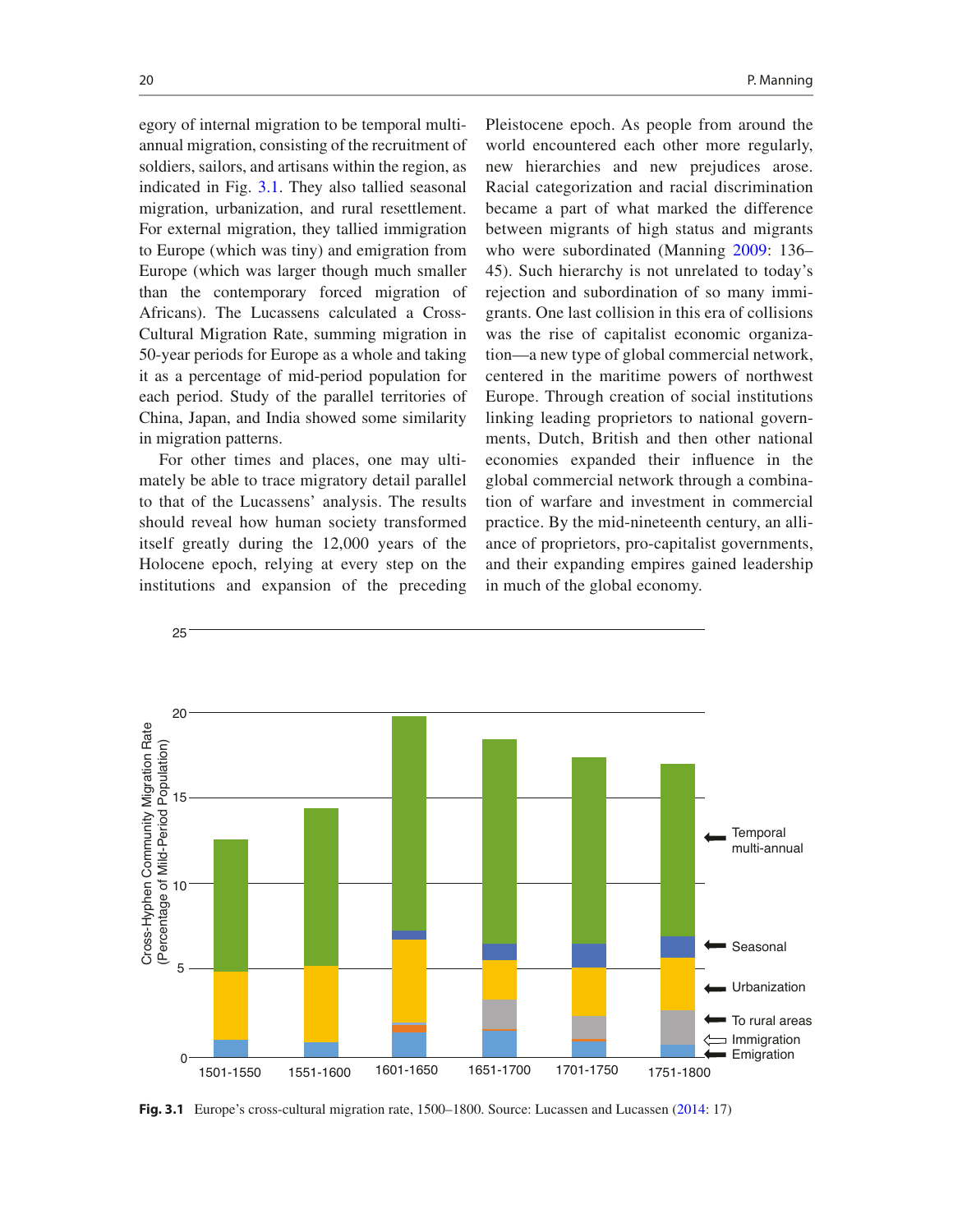egory of internal migration to be temporal multi-annual migration, consisting of the recruitment of soldiers, sailors, and artisans within the region, as indicated in Fig. 3.1. They also tallied seasonal migration, urbanization, and rural resettlement. For external migration, they tallied immigration to Europe (which was tiny) and emigration from Europe (which was larger though much smaller than the contemporary forced migration of Africans). The Lucassens calculated a Cross-Cultural Migration Rate, summing migration in 50-year periods for Europe as a whole and taking it as a percentage of mid-period population for each period. Study of the parallel territories of China, Japan, and India showed some similarity in migration patterns.

For other times and places, one may ultimately be able to trace migratory detail parallel to that of the Lucassens' analysis. The results should reveal how human society transformed itself greatly during the 12,000 years of the Holocene epoch, relying at every step on the institutions and expansion of the preceding Pleistocene epoch. As people from around the world encountered each other regularly, new hierarchies and new prejudices arose. Racial categorization and racial discrimination became a part of what marked the difference between migrants of high status and migrants who were subordinated (Manning 2009: 136–45). Such hierarchy is not unrelated to today's rejection and subordination of so many immigrants. One last collision in this era of collisions was the rise of capitalist economic organization—a new type of global commercial network, centered in the maritime powers of northwest Europe. Through creation of social institutions linking leading proprietors to national governments, Dutch, British and then other national economies expanded their influence in the global commercial network through a combination of warfare and investment in commercial practice. By the mid-nineteenth century, an alliance of proprietors, pro-capitalist governments, and their expanding empires gained leadership in much of the global economy.

**Fig. 3.1** Europe's cross-cultural migration rate, 1500–1800. Source: Lucassen and Lucassen (2014: 17)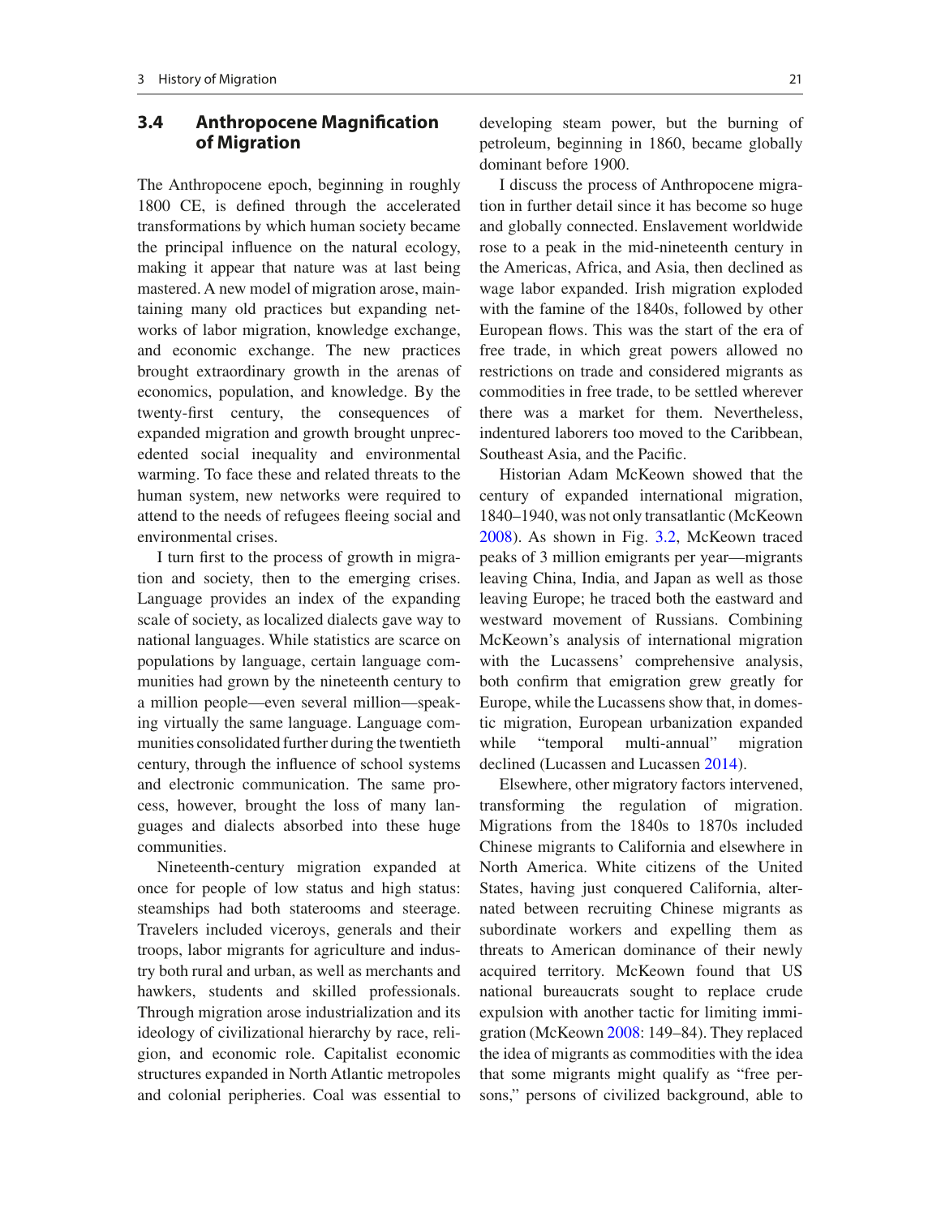## 3.4 Anthropocene Magnification of Migration

The Anthropocene epoch, beginning in roughly 1800 CE, is defined through the accelerated transformations by which human society became the principal influence on the natural ecology, making it appear that nature was at last being mastered. A new model of migration arose, maintaining many old practices but expanding networks of labor migration, knowledge exchange, and economic exchange. The new practices brought extraordinary growth in the arenas of economics, population, and knowledge. By the twenty-first century, the consequences of expanded migration and growth brought unprecedented social inequality and environmental warming. To face these and related threats to the human system, new networks were required to attend to the needs of refugees fleeing social and environmental crises.

I turn first to the process of growth in migration and society, then to the emerging crises. Language provides an index of the expanding scale of society, as localized dialects gave way to national languages. While statistics are scarce on populations by language, certain language communities had grown by the nineteenth century to a million people—even several million—speaking virtually the same language. Language communities consolidated further during the twentieth century, through the influence of school systems and electronic communication. The same process, however, brought the loss of many languages and dialects absorbed into these huge communities.

Nineteenth-century migration expanded at once for people of low status and high status: steamships had both staterooms and steerage. Travelers included viceroys, generals and their troops, labor migrants for agriculture and industry both rural and urban, as well as merchants and hawkers, students and skilled professionals. Through migration arose industrialization and its ideology of civilizational hierarchy by race, religion, and economic role. Capitalist economic structures expanded in North Atlantic metropoles and colonial peripheries. Coal was essential to developing steam power, but the burning of petroleum, beginning in 1860, became globally dominant before 1900.

I discuss the process of Anthropocene migration in further detail since it has become so huge and globally connected. Enslavement worldwide rose to a peak in the mid-nineteenth century in the Americas, Africa, and Asia, then declined as wage labor expanded. Irish migration exploded with the famine of the 1840s, followed by other European flows. This was the start of the era of free trade, in which great powers allowed no restrictions on trade and considered migrants as commodities in free trade, to be settled wherever there was a market for them. Nevertheless, indentured laborers too moved to the Caribbean, Southeast Asia, and the Pacific.

Historian Adam McKeown showed that the century of expanded international migration, 1840–1940, was not only transatlantic (McKeown 2008). As shown in Fig. 3.2, McKeown traced peaks of 3 million emigrants per year—migrants leaving China, India, and Japan as well as those leaving Europe; he traced both the eastward and westward movement of Russians. Combining McKeown's analysis of international migration with the Lucassens' comprehensive analysis, both confirm that emigration grew greatly for Europe, while the Lucassens show that, in domestic migration, European urbanization expanded while "temporal multi-annual" migration declined (Lucassen and Lucassen 2014).

Elsewhere, other migratory factors intervened, transforming the regulation of migration. Migrations from the 1840s to 1870s included Chinese migrants to California and elsewhere in North America. White citizens of the United States, having just conquered California, alternated between recruiting Chinese migrants as subordinate workers and expelling them as threats to American dominance of their newly acquired territory. McKeown found that US national bureaucrats sought to replace crude expulsion with another tactic for limiting immigration (McKeown 2008: 149–84). They replaced the idea of migrants as commodities with the idea that some migrants might qualify as "free persons," persons of civilized background, able to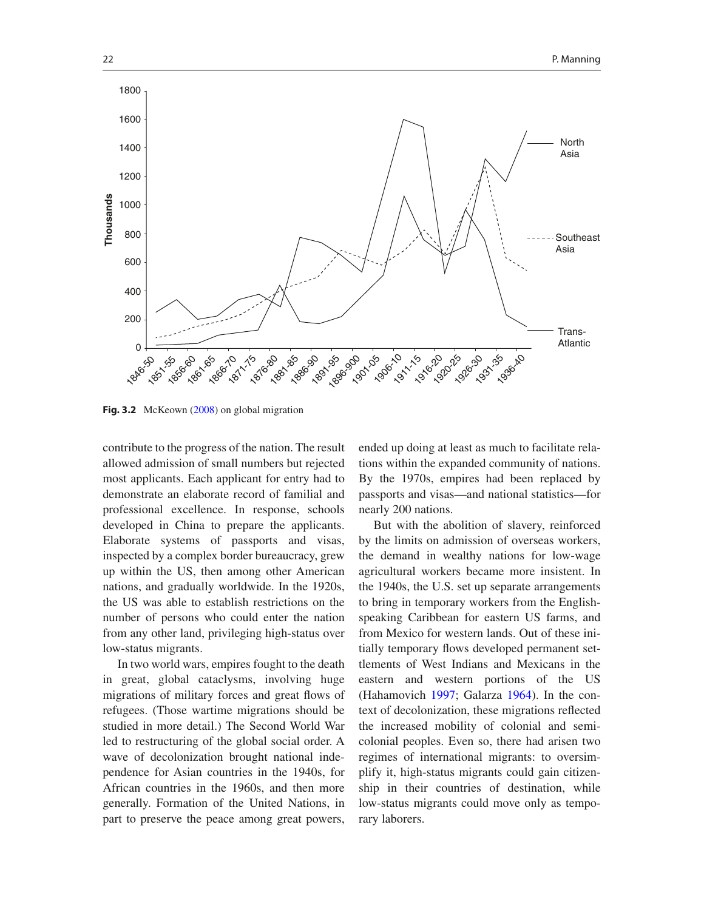Fig. 3.2 McKeown (2008) on global migration

contribute to the progress of the nation. The result allowed admission of small numbers but rejected most applicants. Each applicant for entry had to demonstrate an elaborate record of familial and professional excellence. In response, schools developed in China to prepare the applicants. Elaborate systems of passports and visas, inspected by a complex border bureaucracy, grew up within the US, then among other American nations, and gradually worldwide. In the 1920s, the US was able to establish restrictions on the number of persons who could enter the nation from any other land, privileging high-status over low-status migrants.

In two world wars, empires fought to the death in great, global cataclysms, involving huge migrations of military forces and great flows of refugees. (Those wartime migrations should be studied in more detail.) The Second World War led to restructuring of the global social order. A wave of decolonization brought national independence for Asian countries in the 1940s, for African countries in the 1960s, and then more generally. Formation of the United Nations, in part to preserve the peace among great powers, ended up doing at least as much to facilitate relations within the expanded community of nations. By the 1970s, empires had been replaced by passports and visas—and national statistics—for nearly 200 nations.

But with the abolition of slavery, reinforced by the limits on admission of overseas workers, the demand in wealthy nations for low-wage agricultural workers became more insistent. In the 1940s, the U.S. set up separate arrangements to bring in temporary workers from the English-speaking Caribbean for eastern US farms, and from Mexico for western lands. Out of these initially temporary flows developed permanent settlements of West Indians and Mexicans in the eastern and western portions of the US (Hahamovich 1997; Galarza 1964). In the context of decolonization, these migrations reflected the increased mobility of colonial and semi-colonial peoples. Even so, there had arisen two regimes of international migrants: to oversimplify it, high-status migrants could gain citizenship in their countries of destination, while low-status migrants could move only as temporary laborers.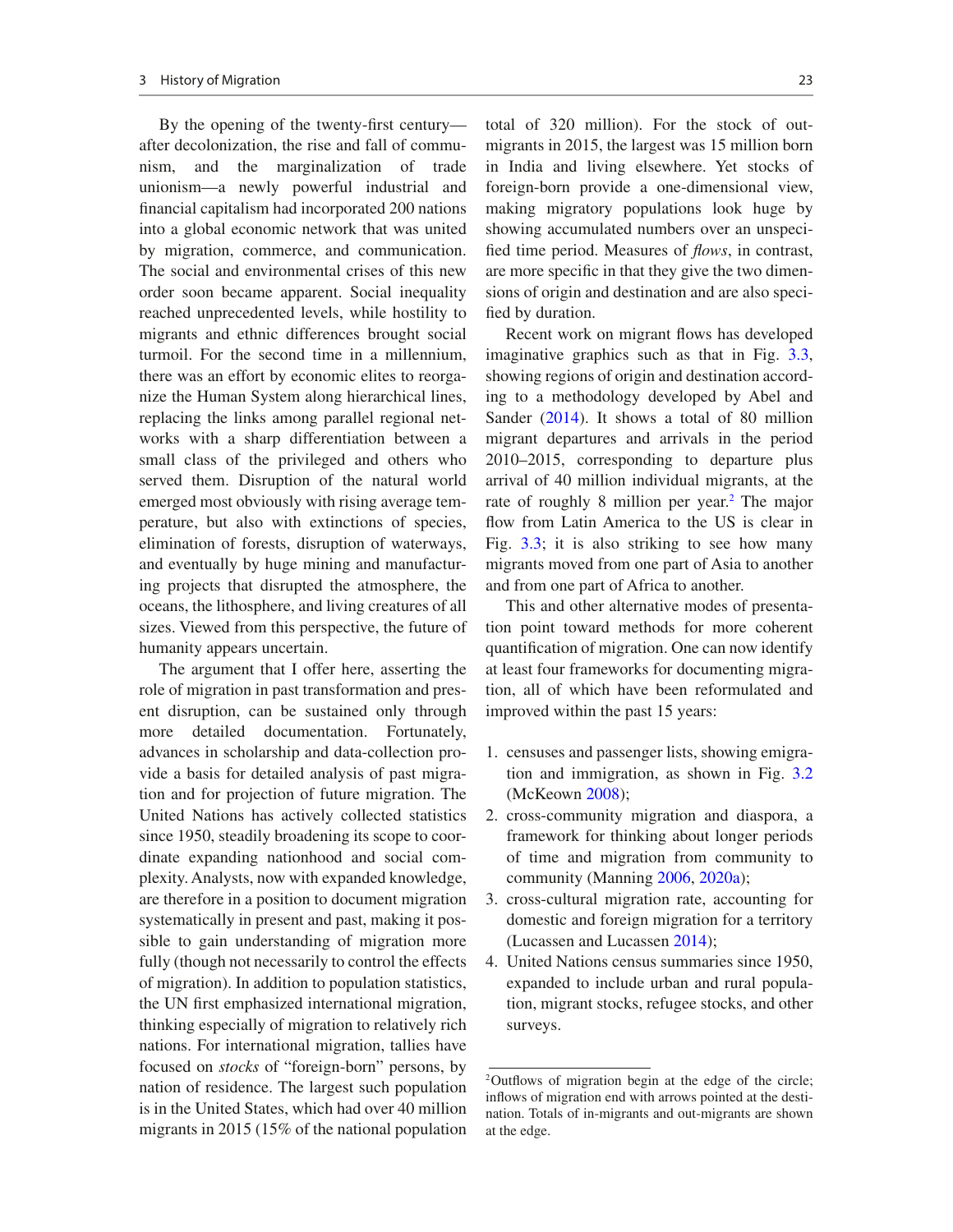By the opening of the twenty-first century—after decolonization, the rise and fall of communism, and the marginalization of trade unionism—a newly powerful industrial and financial capitalism had incorporated 200 nations into a global economic network that was united by migration, commerce, and communication. The social and environmental crises of this new order soon became apparent. Social inequality reached unprecedented levels, while hostility to migrants and ethnic differences brought social turmoil. For the second time in a millennium, there was an effort by economic elites to reorganize the Human System along hierarchical lines, replacing the links among parallel regional networks with a sharp differentiation between a small class of the privileged and others who served them. Disruption of the natural world emerged most obviously with rising average temperature, but also with extinctions of species, elimination of forests, disruption of waterways, and eventually by huge mining and manufacturing projects that disrupted the atmosphere, the oceans, the lithosphere, and living creatures of all sizes. Viewed from this perspective, the future of humanity appears uncertain.

The argument that I offer here, asserting the role of migration in past transformation and present disruption, can be sustained only through more detailed documentation. Fortunately, advances in scholarship and data-collection provide a basis for detailed analysis of past migration and for projection of future migration. The United Nations has actively collected statistics since 1950, steadily broadening its scope to coordinate expanding nationhood and social complexity. Analysts, now with expanded knowledge, are therefore in a position to document migration systematically in present and past, making it possible to gain understanding of migration more fully (though not necessarily to control the effects of migration). In addition to population statistics, the UN first emphasized international migration, thinking especially of migration to relatively rich nations. For international migration, tallies have focused on *stocks* of "foreign-born" persons, by nation of residence. The largest such population is in the United States, which had over 40 million migrants in 2015 (15% of the national population total of 320 million). For the stock of out-migrants in 2015, the largest was 15 million born in India and living elsewhere. Yet stocks of foreign-born provide a one-dimensional view, making migratory populations look huge by showing accumulated numbers over an unspecified time period. Measures of *flows*, in contrast, are more specific in that they give the two dimensions of origin and destination and are also specified by duration.

Recent work on migrant flows has developed imaginative graphics such as that in Fig. 3.3, showing regions of origin and destination according to a methodology developed by Abel and Sander (2014). It shows a total of 80 million migrant departures and arrivals in the period 2010–2015, corresponding to departure plus arrival of 40 million individual migrants, at the rate of roughly 8 million per year.[2] The major flow from Latin America to the US is clear in Fig. 3.3; it is also striking to see how many migrants moved from one part of Asia to another and from one part of Africa to another.

This and other alternative modes of presentation point toward methods for more coherent quantification of migration. One can now identify at least four frameworks for documenting migration, all of which have been reformulated and improved within the past 15 years:

1. censuses and passenger lists, showing emigration and immigration, as shown in Fig. 3.2 (McKeown 2008);
2. cross-community migration and diaspora, a framework for thinking about longer periods of time and migration from community to community (Manning 2006, 2020a);
3. cross-cultural migration rate, accounting for domestic and foreign migration for a territory (Lucassen and Lucassen 2014);
4. United Nations census summaries since 1950, expanded to include urban and rural population, migrant stocks, refugee stocks, and other surveys.

[2] Outflows of migration begin at the edge of the circle; inflows of migration end with arrows pointed at the destination. Totals of in-migrants and out-migrants are shown at the edge.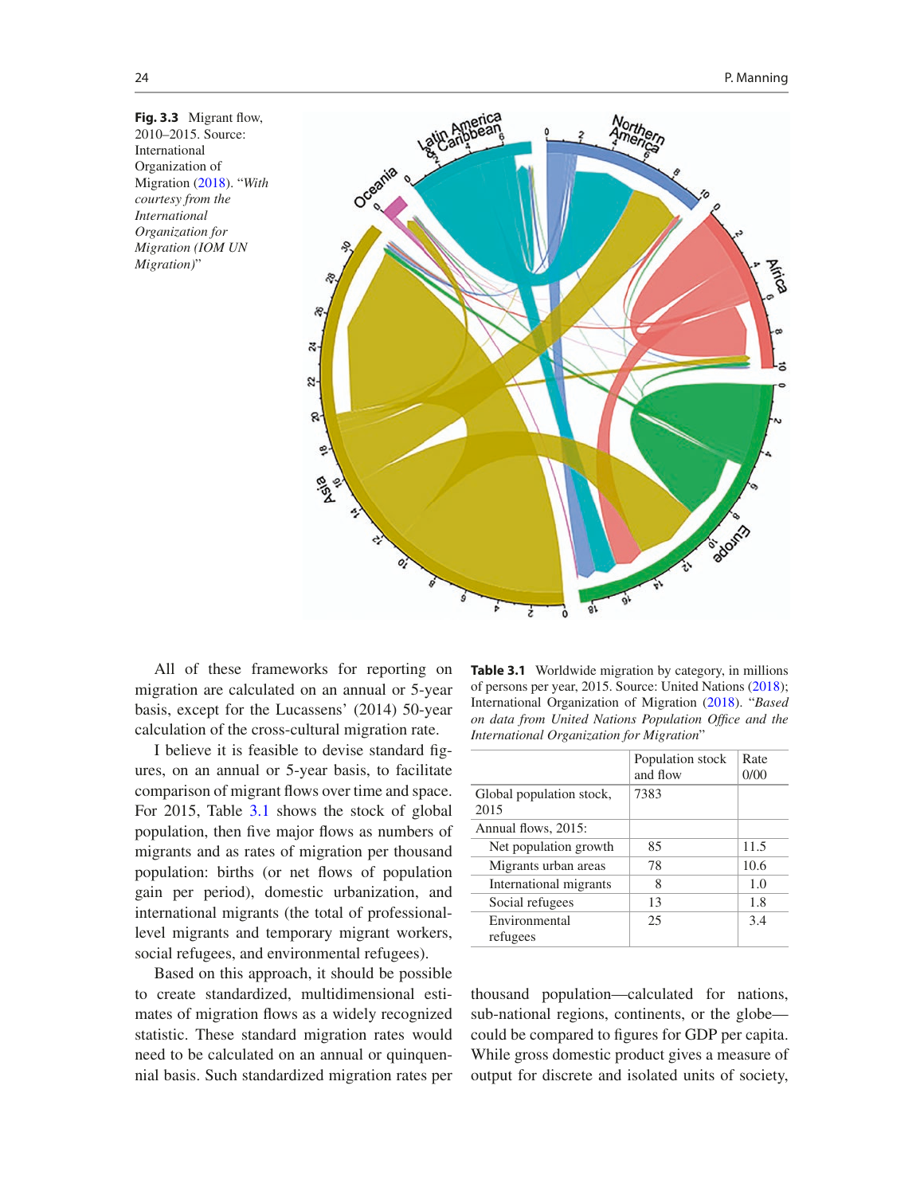**Fig. 3.3** Migrant flow, 2010–2015. Source: International Organization of Migration (2018). "*With courtesy from the International Organization for Migration (IOM UN Migration)*"

All of these frameworks for reporting on migration are calculated on an annual or 5-year basis, except for the Lucassens' (2014) 50-year calculation of the cross-cultural migration rate.

I believe it is feasible to devise standard figures, on an annual or 5-year basis, to facilitate comparison of migrant flows over time and space. For 2015, Table 3.1 shows the stock of global population, then five major flows as numbers of migrants and as rates of migration per thousand population: births (or net flows of population gain per period), domestic urbanization, and international migrants (the total of professional-level migrants and temporary migrant workers, social refugees, and environmental refugees).

Based on this approach, it should be possible to create standardized, multidimensional estimates of migration flows as a widely recognized statistic. These standard migration rates would need to be calculated on an annual or quinquennial basis. Such standardized migration rates per thousand population—calculated for nations, sub-national regions, continents, or the globe—could be compared to figures for GDP per capita. While gross domestic product gives a measure of output for discrete and isolated units of society,

**Table 3.1** Worldwide migration by category, in millions of persons per year, 2015. Source: United Nations (2018); International Organization of Migration (2018). "*Based on data from United Nations Population Office and the International Organization for Migration*"

| | Population stock and flow | Rate 0/00 |
|---|---|---|
| Global population stock, 2015 | 7383 | |
| Annual flows, 2015: | | |
| Net population growth | 85 | 11.5 |
| Migrants urban areas | 78 | 10.6 |
| International migrants | 8 | 1.0 |
| Social refugees | 13 | 1.8 |
| Environmental refugees | 25 | 3.4 |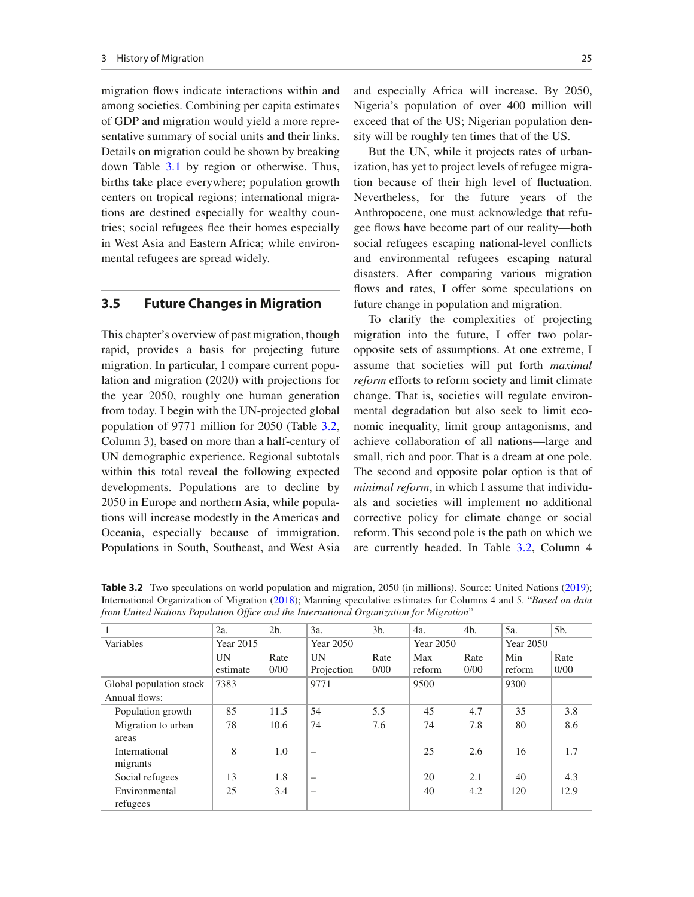migration flows indicate interactions within and among societies. Combining per capita estimates of GDP and migration would yield a more representative summary of social units and their links. Details on migration could be shown by breaking down Table 3.1 by region or otherwise. Thus, births take place everywhere; population growth centers on tropical regions; international migrations are destined especially for wealthy countries; social refugees flee their homes especially in West Asia and Eastern Africa; while environmental refugees are spread widely.

## 3.5 Future Changes in Migration

This chapter's overview of past migration, though rapid, provides a basis for projecting future migration. In particular, I compare current population and migration (2020) with projections for the year 2050, roughly one human generation from today. I begin with the UN-projected global population of 9771 million for 2050 (Table 3.2, Column 3), based on more than a half-century of UN demographic experience. Regional subtotals within this total reveal the following expected developments. Populations are to decline by 2050 in Europe and northern Asia, while populations will increase modestly in the Americas and Oceania, especially because of immigration. Populations in South, Southeast, and West Asia and especially Africa will increase. By 2050, Nigeria's population of over 400 million will exceed that of the US; Nigerian population density will be roughly ten times that of the US.

But the UN, while it projects rates of urbanization, has yet to project levels of refugee migration because of their high level of fluctuation. Nevertheless, for the future years of the Anthropocene, one must acknowledge that refugee flows have become part of our reality—both social refugees escaping national-level conflicts and environmental refugees escaping natural disasters. After comparing various migration flows and rates, I offer some speculations on future change in population and migration.

To clarify the complexities of projecting migration into the future, I offer two polar-opposite sets of assumptions. At one extreme, I assume that societies will put forth *maximal reform* efforts to reform society and limit climate change. That is, societies will regulate environmental degradation but also seek to limit economic inequality, limit group antagonisms, and achieve collaboration of all nations—large and small, rich and poor. That is a dream at one pole. The second and opposite polar option is that of *minimal reform*, in which I assume that individuals and societies will implement no additional corrective policy for climate change or social reform. This second pole is the path on which we are currently headed. In Table 3.2, Column 4

**Table 3.2** Two speculations on world population and migration, 2050 (in millions). Source: United Nations (2019); International Organization of Migration (2018); Manning speculative estimates for Columns 4 and 5. "*Based on data from United Nations Population Office and the International Organization for Migration*"

| 1 | 2a. | 2b. | 3a. | 3b. | 4a. | 4b. | 5a. | 5b. |
|---|---|---|---|---|---|---|---|---|
| Variables | Year 2015 | | Year 2050 | | Year 2050 | | Year 2050 | |
| | UN estimate | Rate 0/00 | UN Projection | Rate 0/00 | Max reform | Rate 0/00 | Min reform | Rate 0/00 |
| Global population stock | 7383 | | 9771 | | 9500 | | 9300 | |
| Annual flows: | | | | | | | | |
| Population growth | 85 | 11.5 | 54 | 5.5 | 45 | 4.7 | 35 | 3.8 |
| Migration to urban areas | 78 | 10.6 | 74 | 7.6 | 74 | 7.8 | 80 | 8.6 |
| International migrants | 8 | 1.0 | – | | 25 | 2.6 | 16 | 1.7 |
| Social refugees | 13 | 1.8 | – | | 20 | 2.1 | 40 | 4.3 |
| Environmental refugees | 25 | 3.4 | – | | 40 | 4.2 | 120 | 12.9 |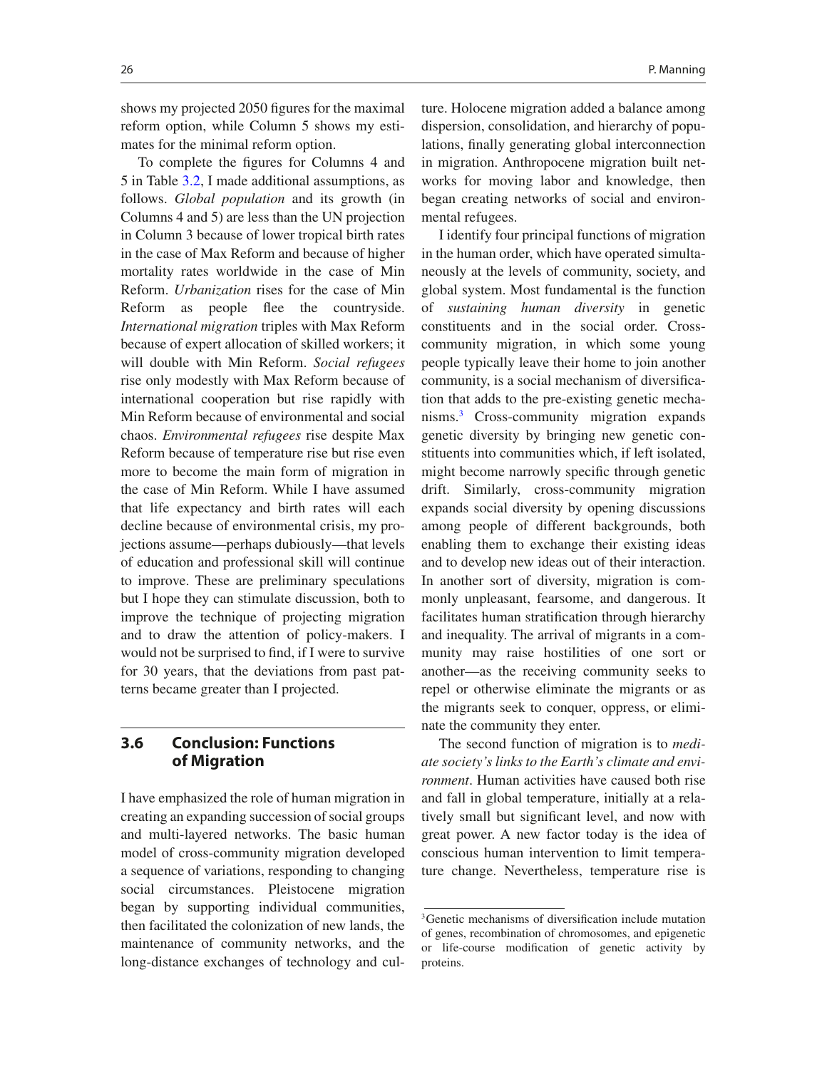shows my projected 2050 figures for the maximal reform option, while Column 5 shows my estimates for the minimal reform option.

To complete the figures for Columns 4 and 5 in Table 3.2, I made additional assumptions, as follows. *Global population* and its growth (in Columns 4 and 5) are less than the UN projection in Column 3 because of lower tropical birth rates in the case of Max Reform and because of higher mortality rates worldwide in the case of Min Reform. *Urbanization* rises for the case of Min Reform as people flee the countryside. *International migration* triples with Max Reform because of expert allocation of skilled workers; it will double with Min Reform. *Social refugees* rise only modestly with Max Reform because of international cooperation but rise rapidly with Min Reform because of environmental and social chaos. *Environmental refugees* rise despite Max Reform because of temperature rise but rise even more to become the main form of migration in the case of Min Reform. While I have assumed that life expectancy and birth rates will each decline because of environmental crisis, my projections assume—perhaps dubiously—that levels of education and professional skill will continue to improve. These are preliminary speculations but I hope they can stimulate discussion, both to improve the technique of projecting migration and to draw the attention of policy-makers. I would not be surprised to find, if I were to survive for 30 years, that the deviations from past patterns became greater than I projected.

## 3.6 Conclusion: Functions of Migration

I have emphasized the role of human migration in creating an expanding succession of social groups and multi-layered networks. The basic human model of cross-community migration developed a sequence of variations, responding to changing social circumstances. Pleistocene migration began by supporting individual communities, then facilitated the colonization of new lands, the maintenance of community networks, and the long-distance exchanges of technology and culture. Holocene migration added a balance among dispersion, consolidation, and hierarchy of populations, finally generating global interconnection in migration. Anthropocene migration built networks for moving labor and knowledge, then began creating networks of social and environmental refugees.

I identify four principal functions of migration in the human order, which have operated simultaneously at the levels of community, society, and global system. Most fundamental is the function of *sustaining human diversity* in genetic constituents and in the social order. Cross-community migration, in which some young people typically leave their home to join another community, is a social mechanism of diversification that adds to the pre-existing genetic mechanisms.[3] Cross-community migration expands genetic diversity by bringing new genetic constituents into communities which, if left isolated, might become narrowly specific through genetic drift. Similarly, cross-community migration expands social diversity by opening discussions among people of different backgrounds, both enabling them to exchange their existing ideas and to develop new ideas out of their interaction. In another sort of diversity, migration is commonly unpleasant, fearsome, and dangerous. It facilitates human stratification through hierarchy and inequality. The arrival of migrants in a community may raise hostilities of one sort or another—as the receiving community seeks to repel or otherwise eliminate the migrants or as the migrants seek to conquer, oppress, or eliminate the community they enter.

The second function of migration is to *mediate society's links to the Earth's climate and environment*. Human activities have caused both rise and fall in global temperature, initially at a relatively small but significant level, and now with great power. A new factor today is the idea of conscious human intervention to limit temperature change. Nevertheless, temperature rise is

[3] Genetic mechanisms of diversification include mutation of genes, recombination of chromosomes, and epigenetic or life-course modification of genetic activity by proteins.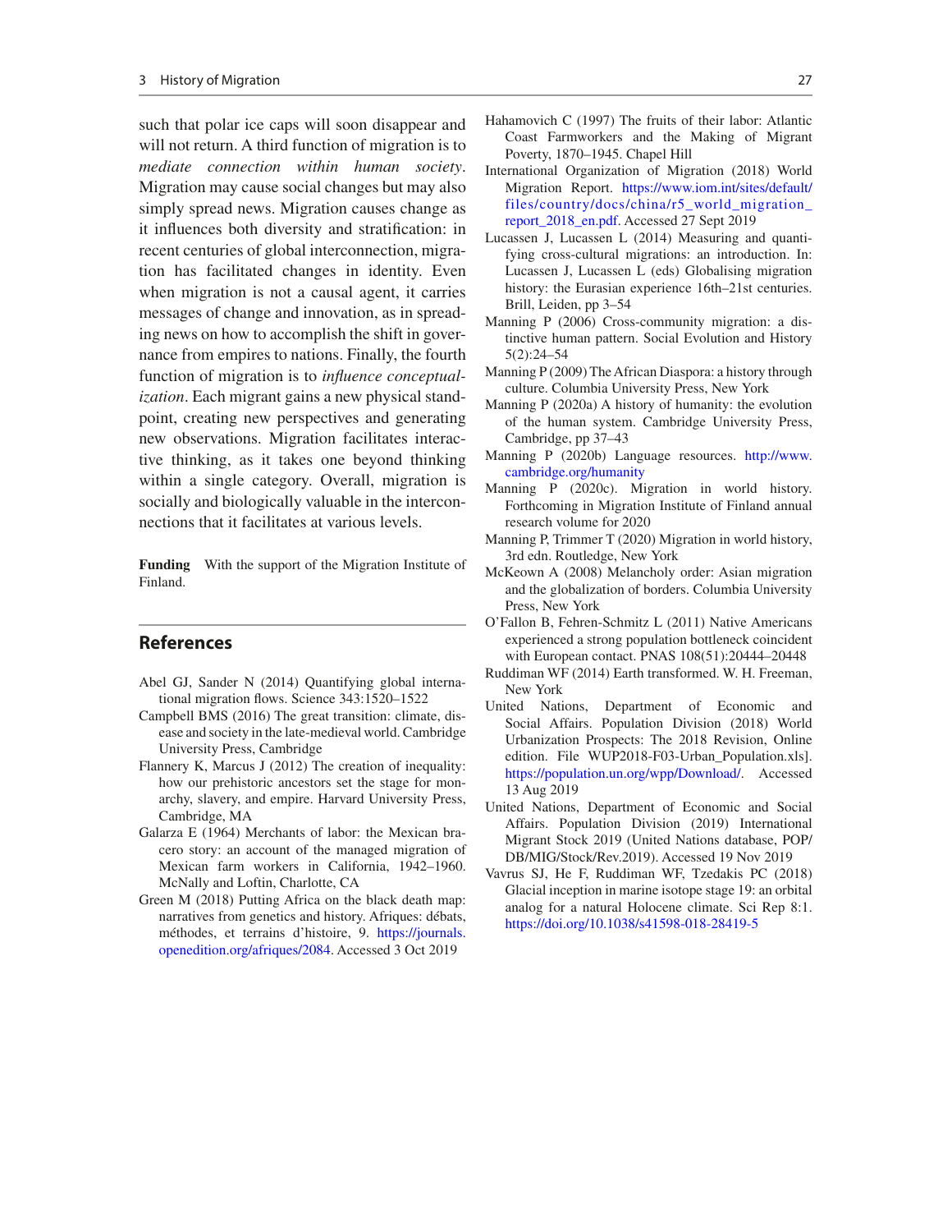such that polar ice caps will soon disappear and will not return. A third function of migration is to *mediate connection within human society*. Migration may cause social changes but may also simply spread news. Migration causes change as it influences both diversity and stratification: in recent centuries of global interconnection, migration has facilitated changes in identity. Even when migration is not a causal agent, it carries messages of change and innovation, as in spreading news on how to accomplish the shift in governance from empires to nations. Finally, the fourth function of migration is to *influence conceptualization*. Each migrant gains a new physical standpoint, creating new perspectives and generating new observations. Migration facilitates interactive thinking, as it takes one beyond thinking within a single category. Overall, migration is socially and biologically valuable in the interconnections that it facilitates at various levels.

**Funding** With the support of the Migration Institute of Finland.

## References

Abel GJ, Sander N (2014) Quantifying global international migration flows. Science 343:1520–1522

Campbell BMS (2016) The great transition: climate, disease and society in the late-medieval world. Cambridge University Press, Cambridge

Flannery K, Marcus J (2012) The creation of inequality: how our prehistoric ancestors set the stage for monarchy, slavery, and empire. Harvard University Press, Cambridge, MA

Galarza E (1964) Merchants of labor: the Mexican bracero story: an account of the managed migration of Mexican farm workers in California, 1942–1960. McNally and Loftin, Charlotte, CA

Green M (2018) Putting Africa on the black death map: narratives from genetics and history. Afriques: débats, méthodes, et terrains d'histoire, 9. https://journals.openedition.org/afriques/2084. Accessed 3 Oct 2019

Hahamovich C (1997) The fruits of their labor: Atlantic Coast Farmworkers and the Making of Migrant Poverty, 1870–1945. Chapel Hill

International Organization of Migration (2018) World Migration Report. https://www.iom.int/sites/default/files/country/docs/china/r5_world_migration_report_2018_en.pdf. Accessed 27 Sept 2019

Lucassen J, Lucassen L (2014) Measuring and quantifying cross-cultural migrations: an introduction. In: Lucassen J, Lucassen L (eds) Globalising migration history: the Eurasian experience 16th–21st centuries. Brill, Leiden, pp 3–54

Manning P (2006) Cross-community migration: a distinctive human pattern. Social Evolution and History 5(2):24–54

Manning P (2009) The African Diaspora: a history through culture. Columbia University Press, New York

Manning P (2020a) A history of humanity: the evolution of the human system. Cambridge University Press, Cambridge, pp 37–43

Manning P (2020b) Language resources. http://www.cambridge.org/humanity

Manning P (2020c). Migration in world history. Forthcoming in Migration Institute of Finland annual research volume for 2020

Manning P, Trimmer T (2020) Migration in world history, 3rd edn. Routledge, New York

McKeown A (2008) Melancholy order: Asian migration and the globalization of borders. Columbia University Press, New York

O'Fallon B, Fehren-Schmitz L (2011) Native Americans experienced a strong population bottleneck coincident with European contact. PNAS 108(51):20444–20448

Ruddiman WF (2014) Earth transformed. W. H. Freeman, New York

United Nations, Department of Economic and Social Affairs. Population Division (2018) World Urbanization Prospects: The 2018 Revision, Online edition. File WUP2018-F03-Urban_Population.xls]. https://population.un.org/wpp/Download/. Accessed 13 Aug 2019

United Nations, Department of Economic and Social Affairs. Population Division (2019) International Migrant Stock 2019 (United Nations database, POP/DB/MIG/Stock/Rev.2019). Accessed 19 Nov 2019

Vavrus SJ, He F, Ruddiman WF, Tzedakis PC (2018) Glacial inception in marine isotope stage 19: an orbital analog for a natural Holocene climate. Sci Rep 8:1. https://doi.org/10.1038/s41598-018-28419-5